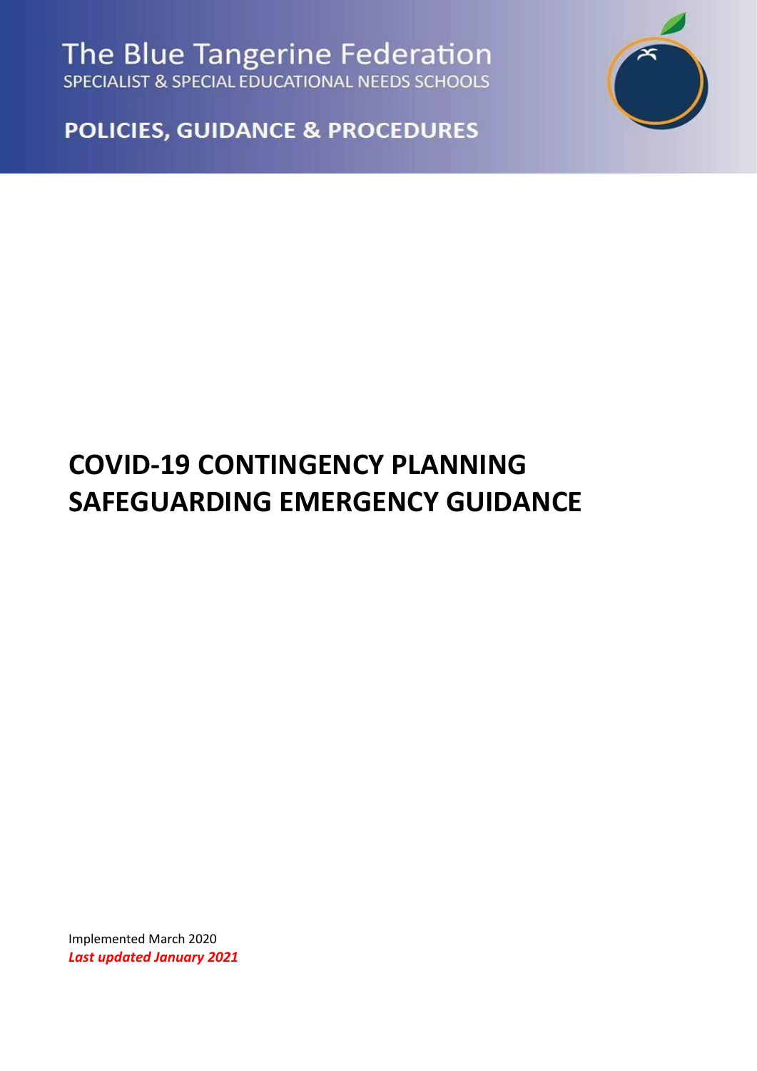The Blue Tangerine Federation
SPECIALIST & SPECIAL EDUCATIONAL NEEDS SCHOOLS

POLICIES, GUIDANCE & PROCEDURES

# COVID-19 CONTINGENCY PLANNING SAFEGUARDING EMERGENCY GUIDANCE

Implemented March 2020

***Last updated January 2021***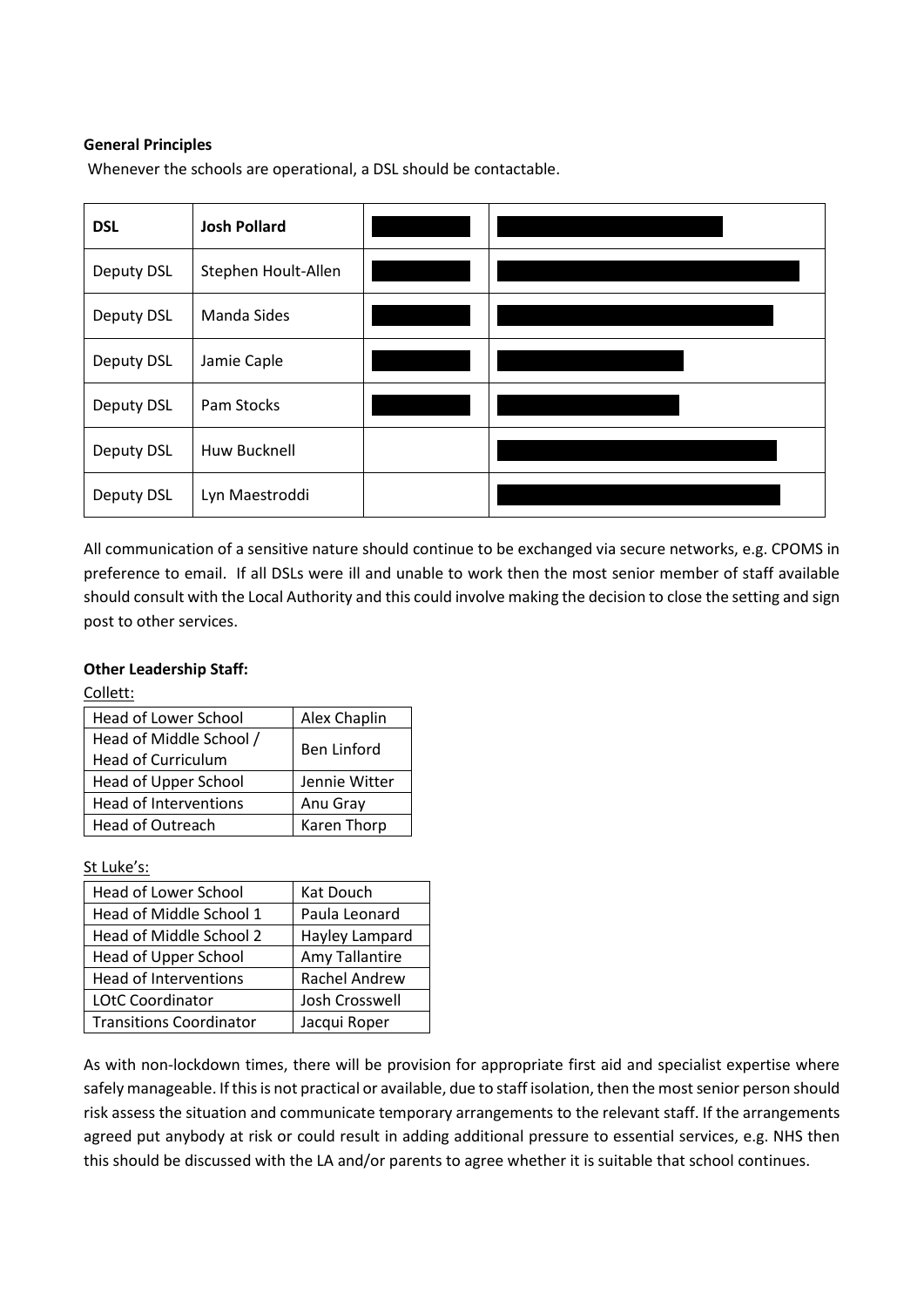**General Principles**

Whenever the schools are operational, a DSL should be contactable.

| DSL | **Josh Pollard** | | |
|---|---|---|---|
| Deputy DSL | Stephen Hoult-Allen | | |
| Deputy DSL | Manda Sides | | |
| Deputy DSL | Jamie Caple | | |
| Deputy DSL | Pam Stocks | | |
| Deputy DSL | Huw Bucknell | | |
| Deputy DSL | Lyn Maestroddi | | |

All communication of a sensitive nature should continue to be exchanged via secure networks, e.g. CPOMS in preference to email. If all DSLs were ill and unable to work then the most senior member of staff available should consult with the Local Authority and this could involve making the decision to close the setting and sign post to other services.

**Other Leadership Staff:**

Collett:

| Head of Lower School | Alex Chaplin |
|---|---|
| Head of Middle School / Head of Curriculum | Ben Linford |
| Head of Upper School | Jennie Witter |
| Head of Interventions | Anu Gray |
| Head of Outreach | Karen Thorp |

St Luke's:

| Head of Lower School | Kat Douch |
|---|---|
| Head of Middle School 1 | Paula Leonard |
| Head of Middle School 2 | Hayley Lampard |
| Head of Upper School | Amy Tallantire |
| Head of Interventions | Rachel Andrew |
| LOtC Coordinator | Josh Crosswell |
| Transitions Coordinator | Jacqui Roper |

As with non-lockdown times, there will be provision for appropriate first aid and specialist expertise where safely manageable. If this is not practical or available, due to staff isolation, then the most senior person should risk assess the situation and communicate temporary arrangements to the relevant staff. If the arrangements agreed put anybody at risk or could result in adding additional pressure to essential services, e.g. NHS then this should be discussed with the LA and/or parents to agree whether it is suitable that school continues.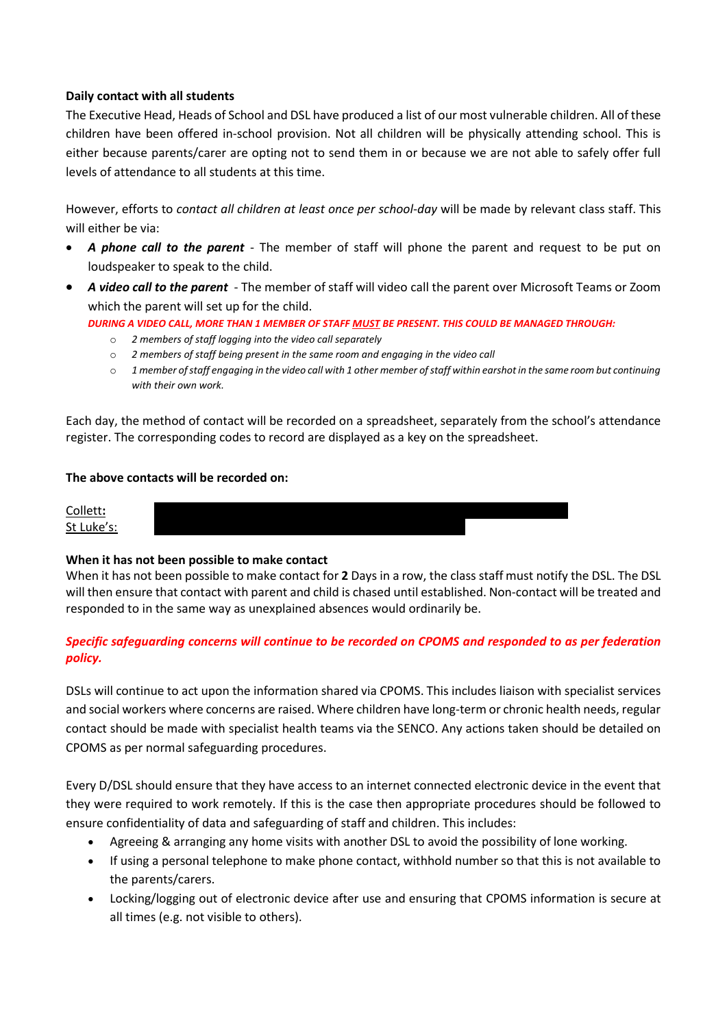**Daily contact with all students**

The Executive Head, Heads of School and DSL have produced a list of our most vulnerable children. All of these children have been offered in-school provision. Not all children will be physically attending school. This is either because parents/carer are opting not to send them in or because we are not able to safely offer full levels of attendance to all students at this time.

However, efforts to *contact all children at least once per school-day* will be made by relevant class staff. This will either be via:

- ***A phone call to the parent*** - The member of staff will phone the parent and request to be put on loudspeaker to speak to the child.
- ***A video call to the parent*** - The member of staff will video call the parent over Microsoft Teams or Zoom which the parent will set up for the child.

  ***DURING A VIDEO CALL, MORE THAN 1 MEMBER OF STAFF MUST BE PRESENT. THIS COULD BE MANAGED THROUGH:***

  - *2 members of staff logging into the video call separately*
  - *2 members of staff being present in the same room and engaging in the video call*
  - *1 member of staff engaging in the video call with 1 other member of staff within earshot in the same room but continuing with their own work.*

Each day, the method of contact will be recorded on a spreadsheet, separately from the school's attendance register. The corresponding codes to record are displayed as a key on the spreadsheet.

**The above contacts will be recorded on:**

Collett**:** [REDACTED]
St Luke's: [REDACTED]

**When it has not been possible to make contact**

When it has not been possible to make contact for **2** Days in a row, the class staff must notify the DSL. The DSL will then ensure that contact with parent and child is chased until established. Non-contact will be treated and responded to in the same way as unexplained absences would ordinarily be.

***Specific safeguarding concerns will continue to be recorded on CPOMS and responded to as per federation policy.***

DSLs will continue to act upon the information shared via CPOMS. This includes liaison with specialist services and social workers where concerns are raised. Where children have long-term or chronic health needs, regular contact should be made with specialist health teams via the SENCO. Any actions taken should be detailed on CPOMS as per normal safeguarding procedures.

Every D/DSL should ensure that they have access to an internet connected electronic device in the event that they were required to work remotely. If this is the case then appropriate procedures should be followed to ensure confidentiality of data and safeguarding of staff and children. This includes:

- Agreeing & arranging any home visits with another DSL to avoid the possibility of lone working.
- If using a personal telephone to make phone contact, withhold number so that this is not available to the parents/carers.
- Locking/logging out of electronic device after use and ensuring that CPOMS information is secure at all times (e.g. not visible to others).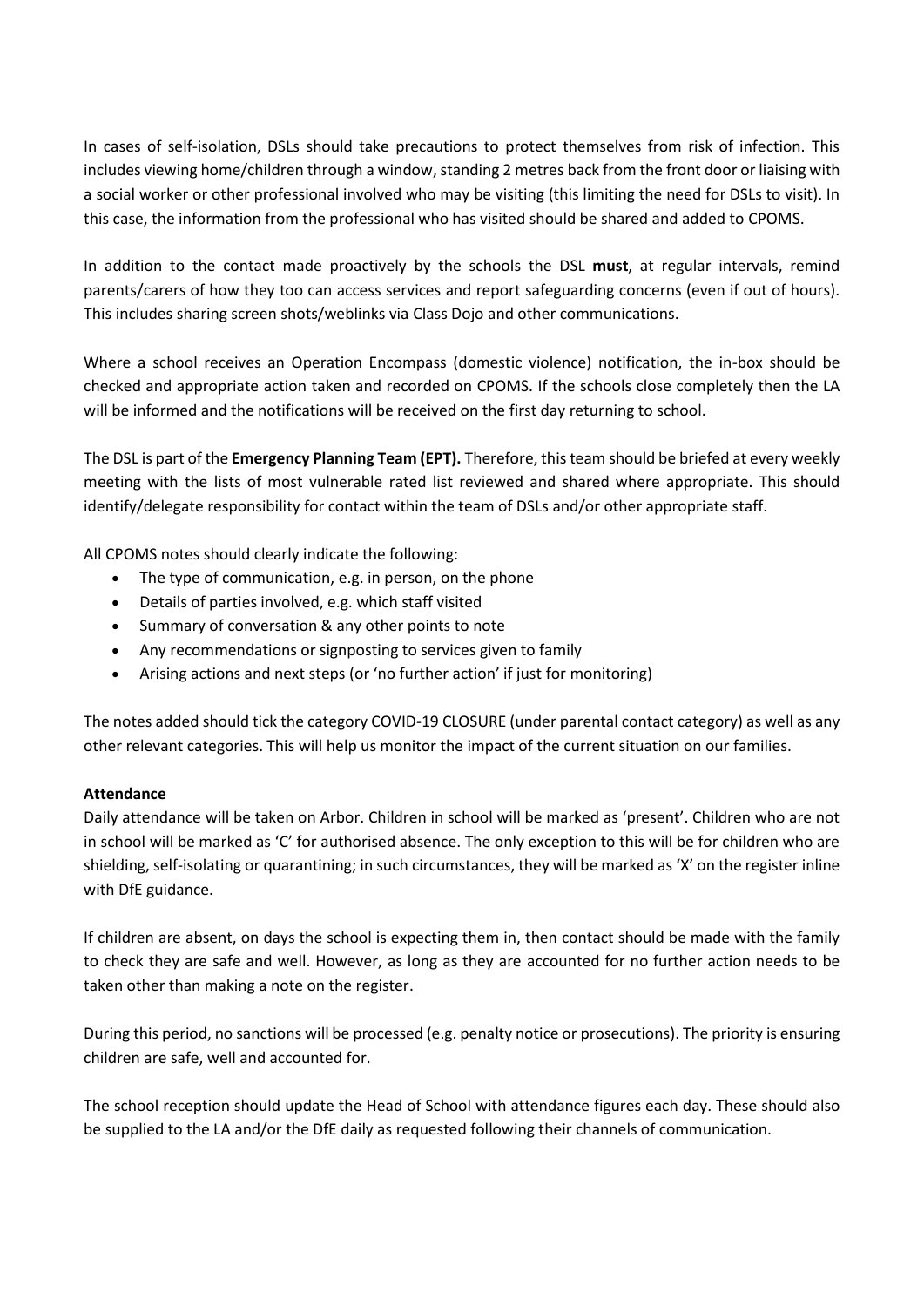In cases of self-isolation, DSLs should take precautions to protect themselves from risk of infection. This includes viewing home/children through a window, standing 2 metres back from the front door or liaising with a social worker or other professional involved who may be visiting (this limiting the need for DSLs to visit). In this case, the information from the professional who has visited should be shared and added to CPOMS.

In addition to the contact made proactively by the schools the DSL **must**, at regular intervals, remind parents/carers of how they too can access services and report safeguarding concerns (even if out of hours). This includes sharing screen shots/weblinks via Class Dojo and other communications.

Where a school receives an Operation Encompass (domestic violence) notification, the in-box should be checked and appropriate action taken and recorded on CPOMS. If the schools close completely then the LA will be informed and the notifications will be received on the first day returning to school.

The DSL is part of the **Emergency Planning Team (EPT).** Therefore, this team should be briefed at every weekly meeting with the lists of most vulnerable rated list reviewed and shared where appropriate. This should identify/delegate responsibility for contact within the team of DSLs and/or other appropriate staff.

All CPOMS notes should clearly indicate the following:

- The type of communication, e.g. in person, on the phone
- Details of parties involved, e.g. which staff visited
- Summary of conversation & any other points to note
- Any recommendations or signposting to services given to family
- Arising actions and next steps (or 'no further action' if just for monitoring)

The notes added should tick the category COVID-19 CLOSURE (under parental contact category) as well as any other relevant categories. This will help us monitor the impact of the current situation on our families.

**Attendance**

Daily attendance will be taken on Arbor. Children in school will be marked as 'present'. Children who are not in school will be marked as 'C' for authorised absence. The only exception to this will be for children who are shielding, self-isolating or quarantining; in such circumstances, they will be marked as 'X' on the register inline with DfE guidance.

If children are absent, on days the school is expecting them in, then contact should be made with the family to check they are safe and well. However, as long as they are accounted for no further action needs to be taken other than making a note on the register.

During this period, no sanctions will be processed (e.g. penalty notice or prosecutions). The priority is ensuring children are safe, well and accounted for.

The school reception should update the Head of School with attendance figures each day. These should also be supplied to the LA and/or the DfE daily as requested following their channels of communication.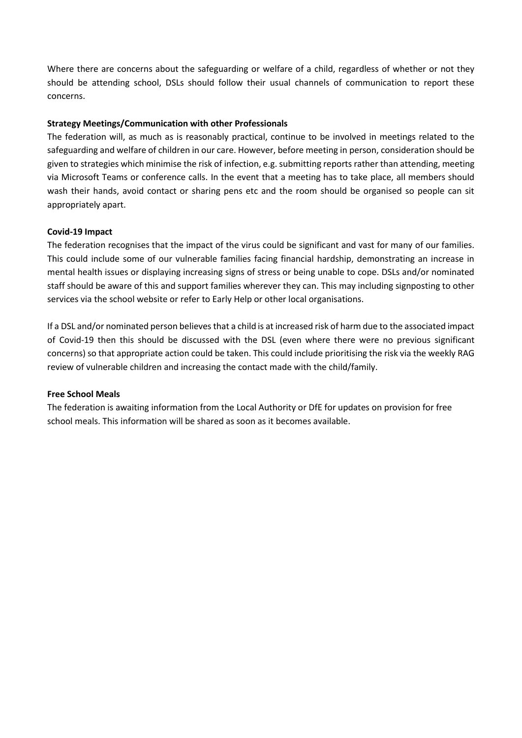Where there are concerns about the safeguarding or welfare of a child, regardless of whether or not they should be attending school, DSLs should follow their usual channels of communication to report these concerns.

**Strategy Meetings/Communication with other Professionals**

The federation will, as much as is reasonably practical, continue to be involved in meetings related to the safeguarding and welfare of children in our care. However, before meeting in person, consideration should be given to strategies which minimise the risk of infection, e.g. submitting reports rather than attending, meeting via Microsoft Teams or conference calls. In the event that a meeting has to take place, all members should wash their hands, avoid contact or sharing pens etc and the room should be organised so people can sit appropriately apart.

**Covid-19 Impact**

The federation recognises that the impact of the virus could be significant and vast for many of our families. This could include some of our vulnerable families facing financial hardship, demonstrating an increase in mental health issues or displaying increasing signs of stress or being unable to cope. DSLs and/or nominated staff should be aware of this and support families wherever they can. This may including signposting to other services via the school website or refer to Early Help or other local organisations.

If a DSL and/or nominated person believes that a child is at increased risk of harm due to the associated impact of Covid-19 then this should be discussed with the DSL (even where there were no previous significant concerns) so that appropriate action could be taken. This could include prioritising the risk via the weekly RAG review of vulnerable children and increasing the contact made with the child/family.

**Free School Meals**

The federation is awaiting information from the Local Authority or DfE for updates on provision for free school meals. This information will be shared as soon as it becomes available.